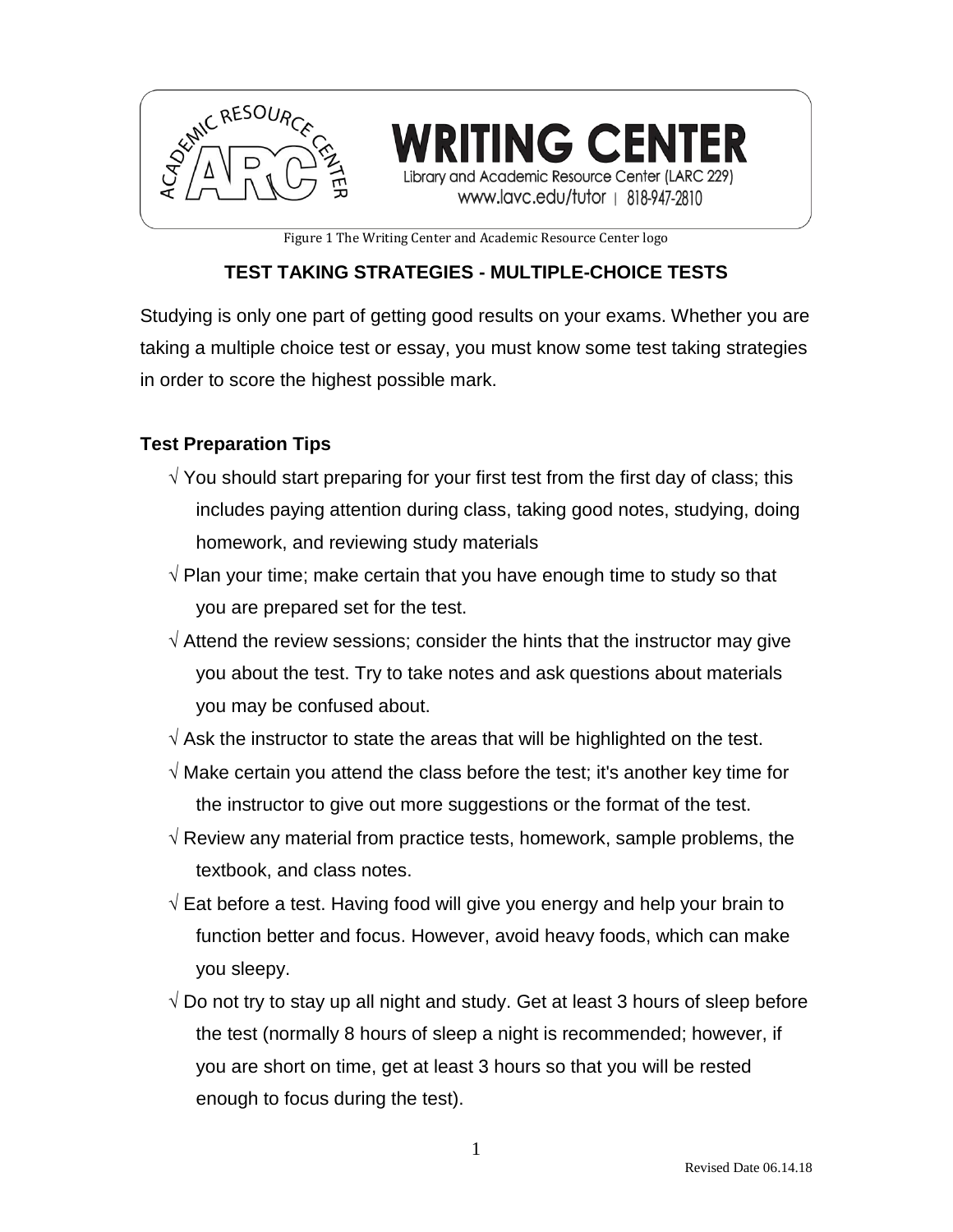WRITING CENTER

Library and Academic Resource Center (LARC 229)

www.lavc.edu/tutor | 818-947-2810

Figure 1 The Writing Center and Academic Resource Center logo

## TEST TAKING STRATEGIES - MULTIPLE-CHOICE TESTS

Studying is only one part of getting good results on your exams. Whether you are taking a multiple choice test or essay, you must know some test taking strategies in order to score the highest possible mark.

### Test Preparation Tips

- √ You should start preparing for your first test from the first day of class; this includes paying attention during class, taking good notes, studying, doing homework, and reviewing study materials
- √ Plan your time; make certain that you have enough time to study so that you are prepared set for the test.
- √ Attend the review sessions; consider the hints that the instructor may give you about the test. Try to take notes and ask questions about materials you may be confused about.
- √ Ask the instructor to state the areas that will be highlighted on the test.
- √ Make certain you attend the class before the test; it's another key time for the instructor to give out more suggestions or the format of the test.
- √ Review any material from practice tests, homework, sample problems, the textbook, and class notes.
- √ Eat before a test. Having food will give you energy and help your brain to function better and focus. However, avoid heavy foods, which can make you sleepy.
- √ Do not try to stay up all night and study. Get at least 3 hours of sleep before the test (normally 8 hours of sleep a night is recommended; however, if you are short on time, get at least 3 hours so that you will be rested enough to focus during the test).

Revised Date 06.14.18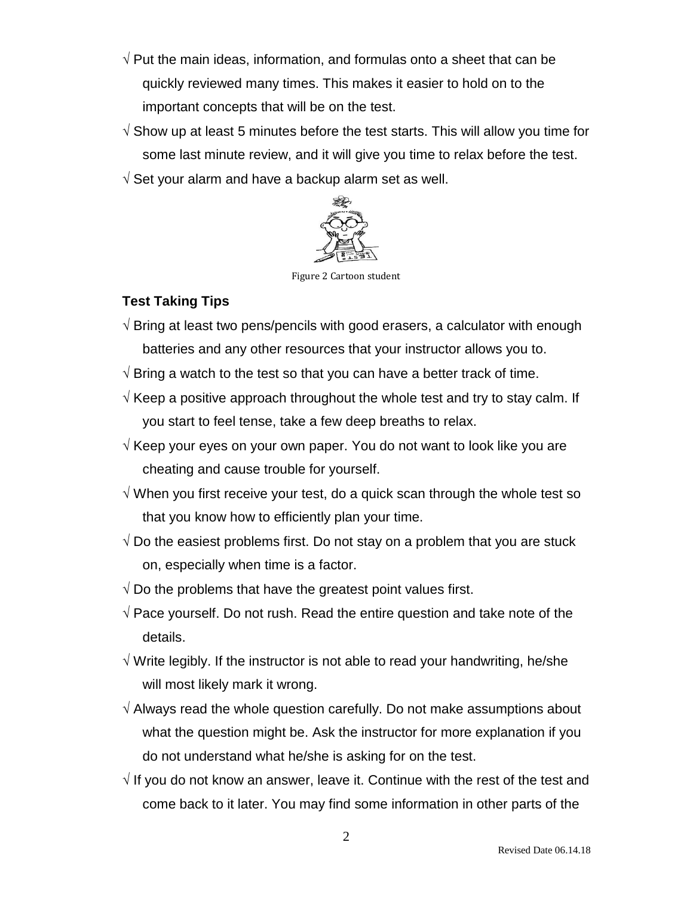√ Put the main ideas, information, and formulas onto a sheet that can be quickly reviewed many times. This makes it easier to hold on to the important concepts that will be on the test.

√ Show up at least 5 minutes before the test starts. This will allow you time for some last minute review, and it will give you time to relax before the test.

√ Set your alarm and have a backup alarm set as well.

Figure 2 Cartoon student

**Test Taking Tips**

√ Bring at least two pens/pencils with good erasers, a calculator with enough batteries and any other resources that your instructor allows you to.

√ Bring a watch to the test so that you can have a better track of time.

√ Keep a positive approach throughout the whole test and try to stay calm. If you start to feel tense, take a few deep breaths to relax.

√ Keep your eyes on your own paper. You do not want to look like you are cheating and cause trouble for yourself.

√ When you first receive your test, do a quick scan through the whole test so that you know how to efficiently plan your time.

√ Do the easiest problems first. Do not stay on a problem that you are stuck on, especially when time is a factor.

√ Do the problems that have the greatest point values first.

√ Pace yourself. Do not rush. Read the entire question and take note of the details.

√ Write legibly. If the instructor is not able to read your handwriting, he/she will most likely mark it wrong.

√ Always read the whole question carefully. Do not make assumptions about what the question might be. Ask the instructor for more explanation if you do not understand what he/she is asking for on the test.

√ If you do not know an answer, leave it. Continue with the rest of the test and come back to it later. You may find some information in other parts of the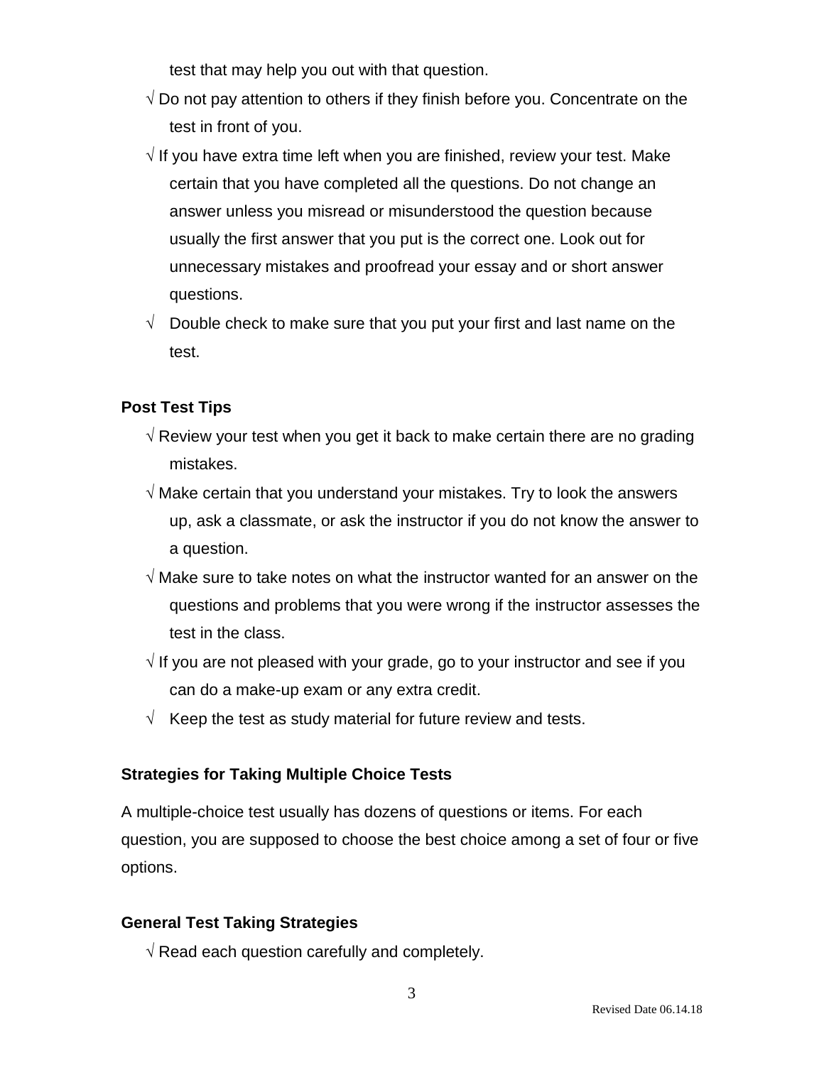test that may help you out with that question.

- √ Do not pay attention to others if they finish before you. Concentrate on the test in front of you.
- √ If you have extra time left when you are finished, review your test. Make certain that you have completed all the questions. Do not change an answer unless you misread or misunderstood the question because usually the first answer that you put is the correct one. Look out for unnecessary mistakes and proofread your essay and or short answer questions.
- √ Double check to make sure that you put your first and last name on the test.

**Post Test Tips**

- √ Review your test when you get it back to make certain there are no grading mistakes.
- √ Make certain that you understand your mistakes. Try to look the answers up, ask a classmate, or ask the instructor if you do not know the answer to a question.
- √ Make sure to take notes on what the instructor wanted for an answer on the questions and problems that you were wrong if the instructor assesses the test in the class.
- √ If you are not pleased with your grade, go to your instructor and see if you can do a make-up exam or any extra credit.
- √ Keep the test as study material for future review and tests.

**Strategies for Taking Multiple Choice Tests**

A multiple-choice test usually has dozens of questions or items. For each question, you are supposed to choose the best choice among a set of four or five options.

**General Test Taking Strategies**

- √ Read each question carefully and completely.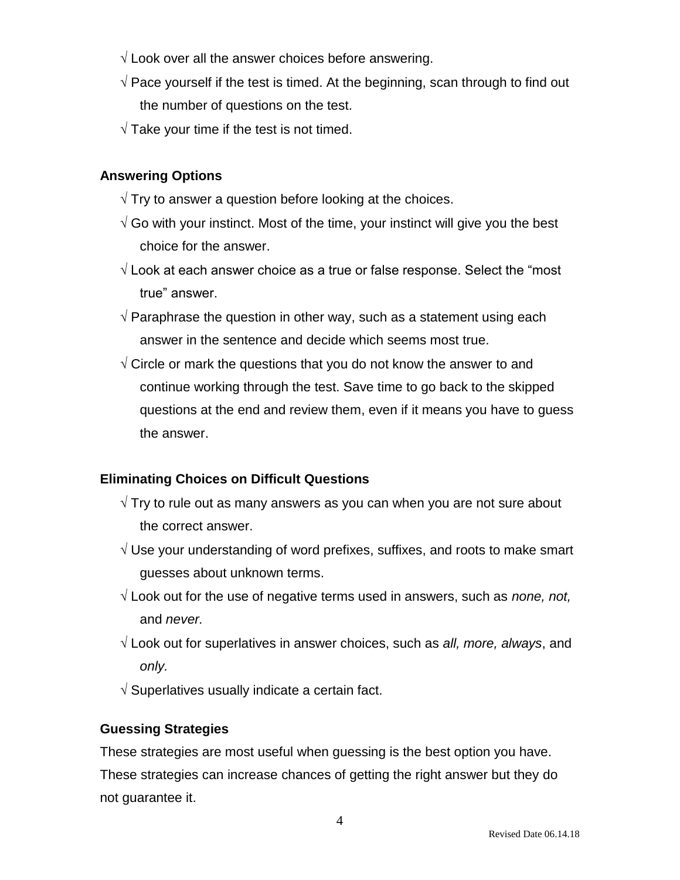- √ Look over all the answer choices before answering.
- √ Pace yourself if the test is timed. At the beginning, scan through to find out the number of questions on the test.
- √ Take your time if the test is not timed.

**Answering Options**

- √ Try to answer a question before looking at the choices.
- √ Go with your instinct. Most of the time, your instinct will give you the best choice for the answer.
- √ Look at each answer choice as a true or false response. Select the "most true" answer.
- √ Paraphrase the question in other way, such as a statement using each answer in the sentence and decide which seems most true.
- √ Circle or mark the questions that you do not know the answer to and continue working through the test. Save time to go back to the skipped questions at the end and review them, even if it means you have to guess the answer.

**Eliminating Choices on Difficult Questions**

- √ Try to rule out as many answers as you can when you are not sure about the correct answer.
- √ Use your understanding of word prefixes, suffixes, and roots to make smart guesses about unknown terms.
- √ Look out for the use of negative terms used in answers, such as *none, not,* and *never.*
- √ Look out for superlatives in answer choices, such as *all, more, always*, and *only.*
- √ Superlatives usually indicate a certain fact.

**Guessing Strategies**

These strategies are most useful when guessing is the best option you have. These strategies can increase chances of getting the right answer but they do not guarantee it.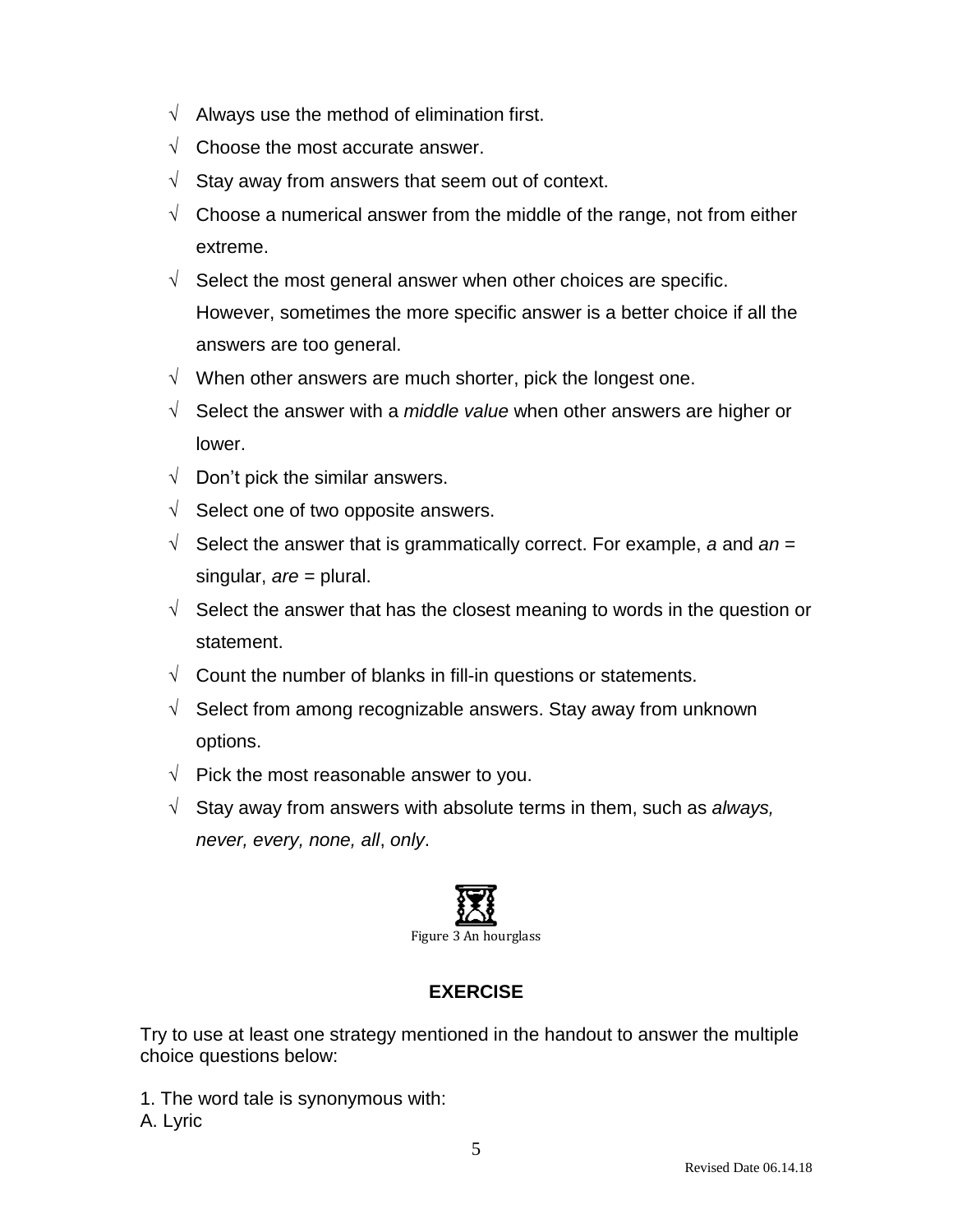- √ Always use the method of elimination first.
- √ Choose the most accurate answer.
- √ Stay away from answers that seem out of context.
- √ Choose a numerical answer from the middle of the range, not from either extreme.
- √ Select the most general answer when other choices are specific. However, sometimes the more specific answer is a better choice if all the answers are too general.
- √ When other answers are much shorter, pick the longest one.
- √ Select the answer with a *middle value* when other answers are higher or lower.
- √ Don't pick the similar answers.
- √ Select one of two opposite answers.
- √ Select the answer that is grammatically correct. For example, *a* and *an* = singular, *are* = plural.
- √ Select the answer that has the closest meaning to words in the question or statement.
- √ Count the number of blanks in fill-in questions or statements.
- √ Select from among recognizable answers. Stay away from unknown options.
- √ Pick the most reasonable answer to you.
- √ Stay away from answers with absolute terms in them, such as *always, never, every, none, all*, *only*.

Figure 3 An hourglass

## EXERCISE

Try to use at least one strategy mentioned in the handout to answer the multiple choice questions below:

1. The word tale is synonymous with:

A. Lyric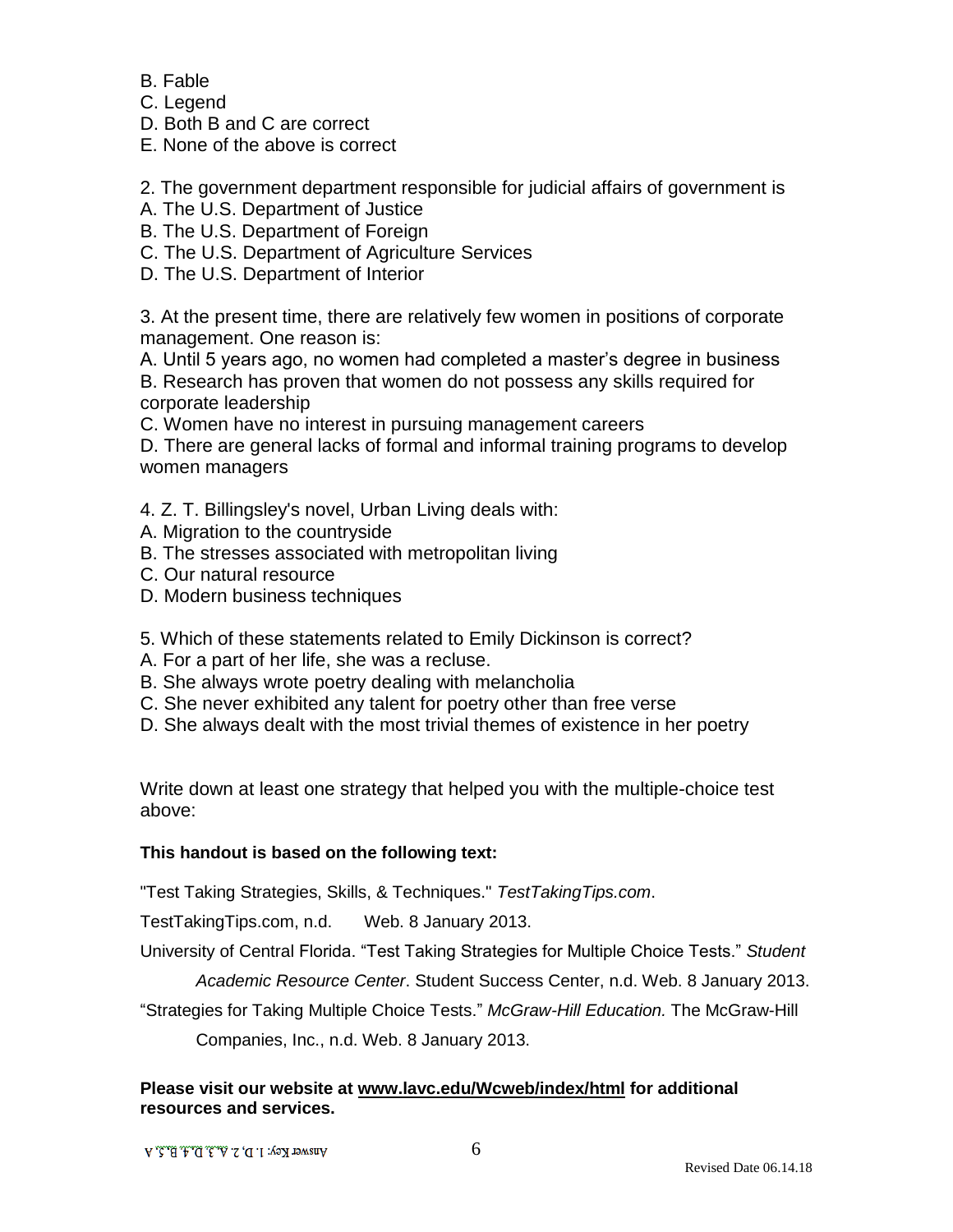B. Fable
C. Legend
D. Both B and C are correct
E. None of the above is correct

2. The government department responsible for judicial affairs of government is
A. The U.S. Department of Justice
B. The U.S. Department of Foreign
C. The U.S. Department of Agriculture Services
D. The U.S. Department of Interior

3. At the present time, there are relatively few women in positions of corporate management. One reason is:
A. Until 5 years ago, no women had completed a master's degree in business
B. Research has proven that women do not possess any skills required for corporate leadership
C. Women have no interest in pursuing management careers
D. There are general lacks of formal and informal training programs to develop women managers

4. Z. T. Billingsley's novel, Urban Living deals with:
A. Migration to the countryside
B. The stresses associated with metropolitan living
C. Our natural resource
D. Modern business techniques

5. Which of these statements related to Emily Dickinson is correct?
A. For a part of her life, she was a recluse.
B. She always wrote poetry dealing with melancholia
C. She never exhibited any talent for poetry other than free verse
D. She always dealt with the most trivial themes of existence in her poetry

Write down at least one strategy that helped you with the multiple-choice test above:

**This handout is based on the following text:**

"Test Taking Strategies, Skills, & Techniques." *TestTakingTips.com*. TestTakingTips.com, n.d. Web. 8 January 2013.

University of Central Florida. "Test Taking Strategies for Multiple Choice Tests." *Student Academic Resource Center*. Student Success Center, n.d. Web. 8 January 2013.

"Strategies for Taking Multiple Choice Tests." *McGraw-Hill Education.* The McGraw-Hill Companies, Inc., n.d. Web. 8 January 2013.

**Please visit our website at www.lavc.edu/Wcweb/index/html for additional resources and services.**

Answer Key: 1. D, 2. A, 3. D, 4. B, 5. A

Revised Date 06.14.18